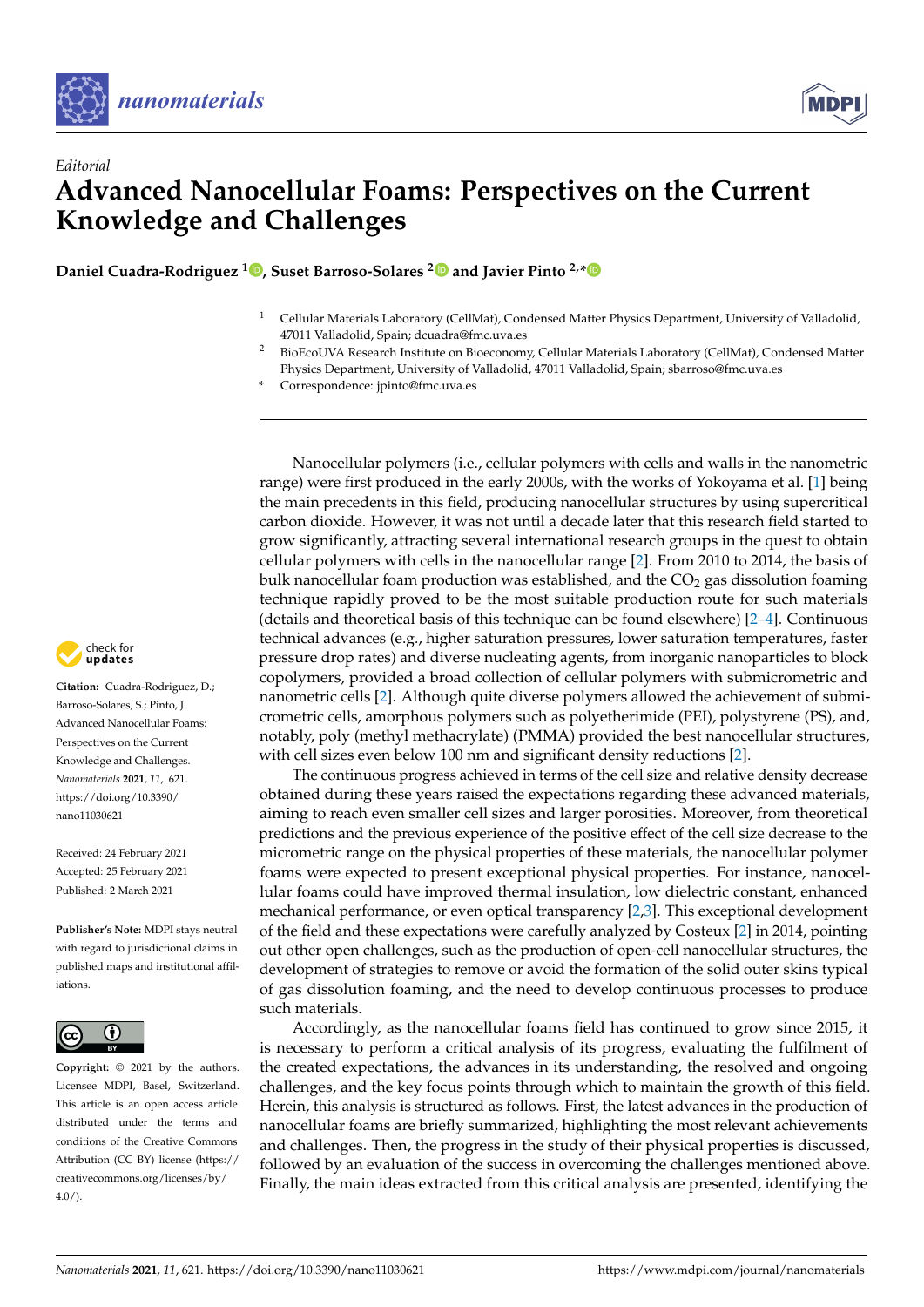*Editorial*

# Advanced Nanocellular Foams: Perspectives on the Current Knowledge and Challenges

**Daniel Cuadra-Rodriguez [1], Suset Barroso-Solares [2] and Javier Pinto [2,*]**

[1] Cellular Materials Laboratory (CellMat), Condensed Matter Physics Department, University of Valladolid, 47011 Valladolid, Spain; dcuadra@fmc.uva.es

[2] BioEcoUVA Research Institute on Bioeconomy, Cellular Materials Laboratory (CellMat), Condensed Matter Physics Department, University of Valladolid, 47011 Valladolid, Spain; sbarroso@fmc.uva.es

\* Correspondence: jpinto@fmc.uva.es

**Citation:** Cuadra-Rodriguez, D.; Barroso-Solares, S.; Pinto, J. Advanced Nanocellular Foams: Perspectives on the Current Knowledge and Challenges. *Nanomaterials* **2021**, *11*, 621. https://doi.org/10.3390/nano11030621

Received: 24 February 2021
Accepted: 25 February 2021
Published: 2 March 2021

**Publisher's Note:** MDPI stays neutral with regard to jurisdictional claims in published maps and institutional affiliations.

**Copyright:** © 2021 by the authors. Licensee MDPI, Basel, Switzerland. This article is an open access article distributed under the terms and conditions of the Creative Commons Attribution (CC BY) license (https://creativecommons.org/licenses/by/4.0/).

Nanocellular polymers (i.e., cellular polymers with cells and walls in the nanometric range) were first produced in the early 2000s, with the works of Yokoyama et al. [1] being the main precedents in this field, producing nanocellular structures by using supercritical carbon dioxide. However, it was not until a decade later that this research field started to grow significantly, attracting several international research groups in the quest to obtain cellular polymers with cells in the nanocellular range [2]. From 2010 to 2014, the basis of bulk nanocellular foam production was established, and the $CO_2$ gas dissolution foaming technique rapidly proved to be the most suitable production route for such materials (details and theoretical basis of this technique can be found elsewhere) [2–4]. Continuous technical advances (e.g., higher saturation pressures, lower saturation temperatures, faster pressure drop rates) and diverse nucleating agents, from inorganic nanoparticles to block copolymers, provided a broad collection of cellular polymers with submicrometric and nanometric cells [2]. Although quite diverse polymers allowed the achievement of submicrometric cells, amorphous polymers such as polyetherimide (PEI), polystyrene (PS), and, notably, poly (methyl methacrylate) (PMMA) provided the best nanocellular structures, with cell sizes even below 100 nm and significant density reductions [2].

The continuous progress achieved in terms of the cell size and relative density decrease obtained during these years raised the expectations regarding these advanced materials, aiming to reach even smaller cell sizes and larger porosities. Moreover, from theoretical predictions and the previous experience of the positive effect of the cell size decrease to the micrometric range on the physical properties of these materials, the nanocellular polymer foams were expected to present exceptional physical properties. For instance, nanocellular foams could have improved thermal insulation, low dielectric constant, enhanced mechanical performance, or even optical transparency [2,3]. This exceptional development of the field and these expectations were carefully analyzed by Costeux [2] in 2014, pointing out other open challenges, such as the production of open-cell nanocellular structures, the development of strategies to remove or avoid the formation of the solid outer skins typical of gas dissolution foaming, and the need to develop continuous processes to produce such materials.

Accordingly, as the nanocellular foams field has continued to grow since 2015, it is necessary to perform a critical analysis of its progress, evaluating the fulfilment of the created expectations, the advances in its understanding, the resolved and ongoing challenges, and the key focus points through which to maintain the growth of this field. Herein, this analysis is structured as follows. First, the latest advances in the production of nanocellular foams are briefly summarized, highlighting the most relevant achievements and challenges. Then, the progress in the study of their physical properties is discussed, followed by an evaluation of the success in overcoming the challenges mentioned above. Finally, the main ideas extracted from this critical analysis are presented, identifying the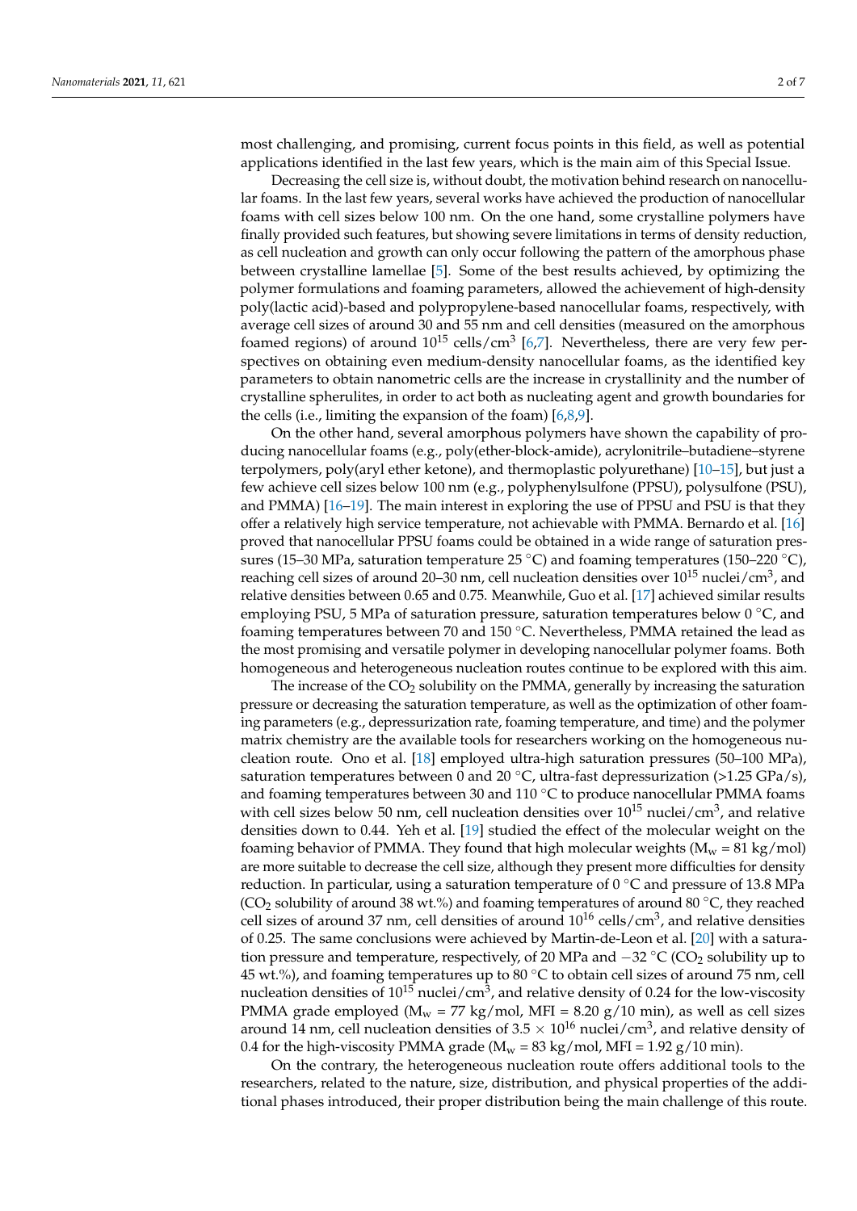most challenging, and promising, current focus points in this field, as well as potential applications identified in the last few years, which is the main aim of this Special Issue.

Decreasing the cell size is, without doubt, the motivation behind research on nanocellular foams. In the last few years, several works have achieved the production of nanocellular foams with cell sizes below 100 nm. On the one hand, some crystalline polymers have finally provided such features, but showing severe limitations in terms of density reduction, as cell nucleation and growth can only occur following the pattern of the amorphous phase between crystalline lamellae [5]. Some of the best results achieved, by optimizing the polymer formulations and foaming parameters, allowed the achievement of high-density poly(lactic acid)-based and polypropylene-based nanocellular foams, respectively, with average cell sizes of around 30 and 55 nm and cell densities (measured on the amorphous foamed regions) of around $10^{15}$ cells/cm$^3$ [6,7]. Nevertheless, there are very few perspectives on obtaining even medium-density nanocellular foams, as the identified key parameters to obtain nanometric cells are the increase in crystallinity and the number of crystalline spherulites, in order to act both as nucleating agent and growth boundaries for the cells (i.e., limiting the expansion of the foam) [6,8,9].

On the other hand, several amorphous polymers have shown the capability of producing nanocellular foams (e.g., poly(ether-block-amide), acrylonitrile–butadiene–styrene terpolymers, poly(aryl ether ketone), and thermoplastic polyurethane) [10–15], but just a few achieve cell sizes below 100 nm (e.g., polyphenylsulfone (PPSU), polysulfone (PSU), and PMMA) [16–19]. The main interest in exploring the use of PPSU and PSU is that they offer a relatively high service temperature, not achievable with PMMA. Bernardo et al. [16] proved that nanocellular PPSU foams could be obtained in a wide range of saturation pressures (15–30 MPa, saturation temperature 25 °C) and foaming temperatures (150–220 °C), reaching cell sizes of around 20–30 nm, cell nucleation densities over $10^{15}$ nuclei/cm$^3$, and relative densities between 0.65 and 0.75. Meanwhile, Guo et al. [17] achieved similar results employing PSU, 5 MPa of saturation pressure, saturation temperatures below 0 °C, and foaming temperatures between 70 and 150 °C. Nevertheless, PMMA retained the lead as the most promising and versatile polymer in developing nanocellular polymer foams. Both homogeneous and heterogeneous nucleation routes continue to be explored with this aim.

The increase of the $CO_2$ solubility on the PMMA, generally by increasing the saturation pressure or decreasing the saturation temperature, as well as the optimization of other foaming parameters (e.g., depressurization rate, foaming temperature, and time) and the polymer matrix chemistry are the available tools for researchers working on the homogeneous nucleation route. Ono et al. [18] employed ultra-high saturation pressures (50–100 MPa), saturation temperatures between 0 and 20 °C, ultra-fast depressurization (>1.25 GPa/s), and foaming temperatures between 30 and 110 °C to produce nanocellular PMMA foams with cell sizes below 50 nm, cell nucleation densities over $10^{15}$ nuclei/cm$^3$, and relative densities down to 0.44. Yeh et al. [19] studied the effect of the molecular weight on the foaming behavior of PMMA. They found that high molecular weights ($M_w$ = 81 kg/mol) are more suitable to decrease the cell size, although they present more difficulties for density reduction. In particular, using a saturation temperature of 0 °C and pressure of 13.8 MPa ($CO_2$ solubility of around 38 wt.%) and foaming temperatures of around 80 °C, they reached cell sizes of around 37 nm, cell densities of around $10^{16}$ cells/cm$^3$, and relative densities of 0.25. The same conclusions were achieved by Martin-de-Leon et al. [20] with a saturation pressure and temperature, respectively, of 20 MPa and −32 °C ($CO_2$ solubility up to 45 wt.%), and foaming temperatures up to 80 °C to obtain cell sizes of around 75 nm, cell nucleation densities of $10^{15}$ nuclei/cm$^3$, and relative density of 0.24 for the low-viscosity PMMA grade employed ($M_w$ = 77 kg/mol, MFI = 8.20 g/10 min), as well as cell sizes around 14 nm, cell nucleation densities of $3.5 \times 10^{16}$ nuclei/cm$^3$, and relative density of 0.4 for the high-viscosity PMMA grade ($M_w$ = 83 kg/mol, MFI = 1.92 g/10 min).

On the contrary, the heterogeneous nucleation route offers additional tools to the researchers, related to the nature, size, distribution, and physical properties of the additional phases introduced, their proper distribution being the main challenge of this route.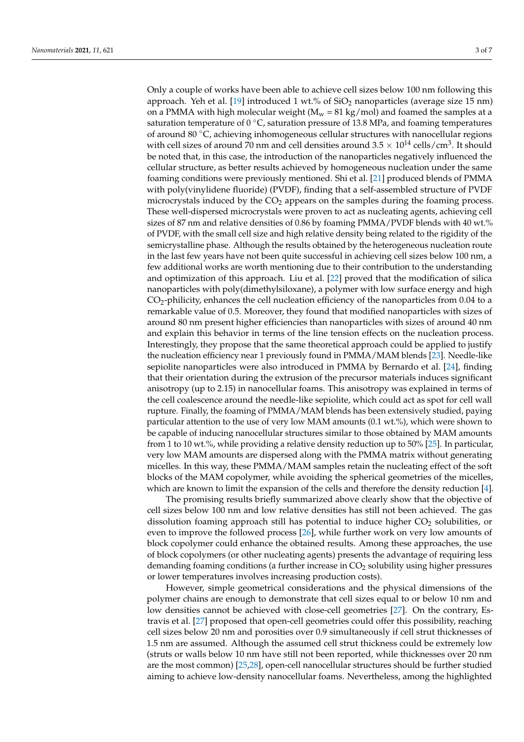Only a couple of works have been able to achieve cell sizes below 100 nm following this approach. Yeh et al. [19] introduced 1 wt.% of $SiO_2$ nanoparticles (average size 15 nm) on a PMMA with high molecular weight ($M_w$ = 81 kg/mol) and foamed the samples at a saturation temperature of 0 °C, saturation pressure of 13.8 MPa, and foaming temperatures of around 80 °C, achieving inhomogeneous cellular structures with nanocellular regions with cell sizes of around 70 nm and cell densities around $3.5 \times 10^{14}$ cells/cm$^3$. It should be noted that, in this case, the introduction of the nanoparticles negatively influenced the cellular structure, as better results achieved by homogeneous nucleation under the same foaming conditions were previously mentioned. Shi et al. [21] produced blends of PMMA with poly(vinylidene fluoride) (PVDF), finding that a self-assembled structure of PVDF microcrystals induced by the $CO_2$ appears on the samples during the foaming process. These well-dispersed microcrystals were proven to act as nucleating agents, achieving cell sizes of 87 nm and relative densities of 0.86 by foaming PMMA/PVDF blends with 40 wt.% of PVDF, with the small cell size and high relative density being related to the rigidity of the semicrystalline phase. Although the results obtained by the heterogeneous nucleation route in the last few years have not been quite successful in achieving cell sizes below 100 nm, a few additional works are worth mentioning due to their contribution to the understanding and optimization of this approach. Liu et al. [22] proved that the modification of silica nanoparticles with poly(dimethylsiloxane), a polymer with low surface energy and high $CO_2$-philicity, enhances the cell nucleation efficiency of the nanoparticles from 0.04 to a remarkable value of 0.5. Moreover, they found that modified nanoparticles with sizes of around 80 nm present higher efficiencies than nanoparticles with sizes of around 40 nm and explain this behavior in terms of the line tension effects on the nucleation process. Interestingly, they propose that the same theoretical approach could be applied to justify the nucleation efficiency near 1 previously found in PMMA/MAM blends [23]. Needle-like sepiolite nanoparticles were also introduced in PMMA by Bernardo et al. [24], finding that their orientation during the extrusion of the precursor materials induces significant anisotropy (up to 2.15) in nanocellular foams. This anisotropy was explained in terms of the cell coalescence around the needle-like sepiolite, which could act as spot for cell wall rupture. Finally, the foaming of PMMA/MAM blends has been extensively studied, paying particular attention to the use of very low MAM amounts (0.1 wt.%), which were shown to be capable of inducing nanocellular structures similar to those obtained by MAM amounts from 1 to 10 wt.%, while providing a relative density reduction up to 50% [25]. In particular, very low MAM amounts are dispersed along with the PMMA matrix without generating micelles. In this way, these PMMA/MAM samples retain the nucleating effect of the soft blocks of the MAM copolymer, while avoiding the spherical geometries of the micelles, which are known to limit the expansion of the cells and therefore the density reduction [4].

The promising results briefly summarized above clearly show that the objective of cell sizes below 100 nm and low relative densities has still not been achieved. The gas dissolution foaming approach still has potential to induce higher $CO_2$ solubilities, or even to improve the followed process [26], while further work on very low amounts of block copolymer could enhance the obtained results. Among these approaches, the use of block copolymers (or other nucleating agents) presents the advantage of requiring less demanding foaming conditions (a further increase in $CO_2$ solubility using higher pressures or lower temperatures involves increasing production costs).

However, simple geometrical considerations and the physical dimensions of the polymer chains are enough to demonstrate that cell sizes equal to or below 10 nm and low densities cannot be achieved with close-cell geometries [27]. On the contrary, Estravis et al. [27] proposed that open-cell geometries could offer this possibility, reaching cell sizes below 20 nm and porosities over 0.9 simultaneously if cell strut thicknesses of 1.5 nm are assumed. Although the assumed cell strut thickness could be extremely low (struts or walls below 10 nm have still not been reported, while thicknesses over 20 nm are the most common) [25,28], open-cell nanocellular structures should be further studied aiming to achieve low-density nanocellular foams. Nevertheless, among the highlighted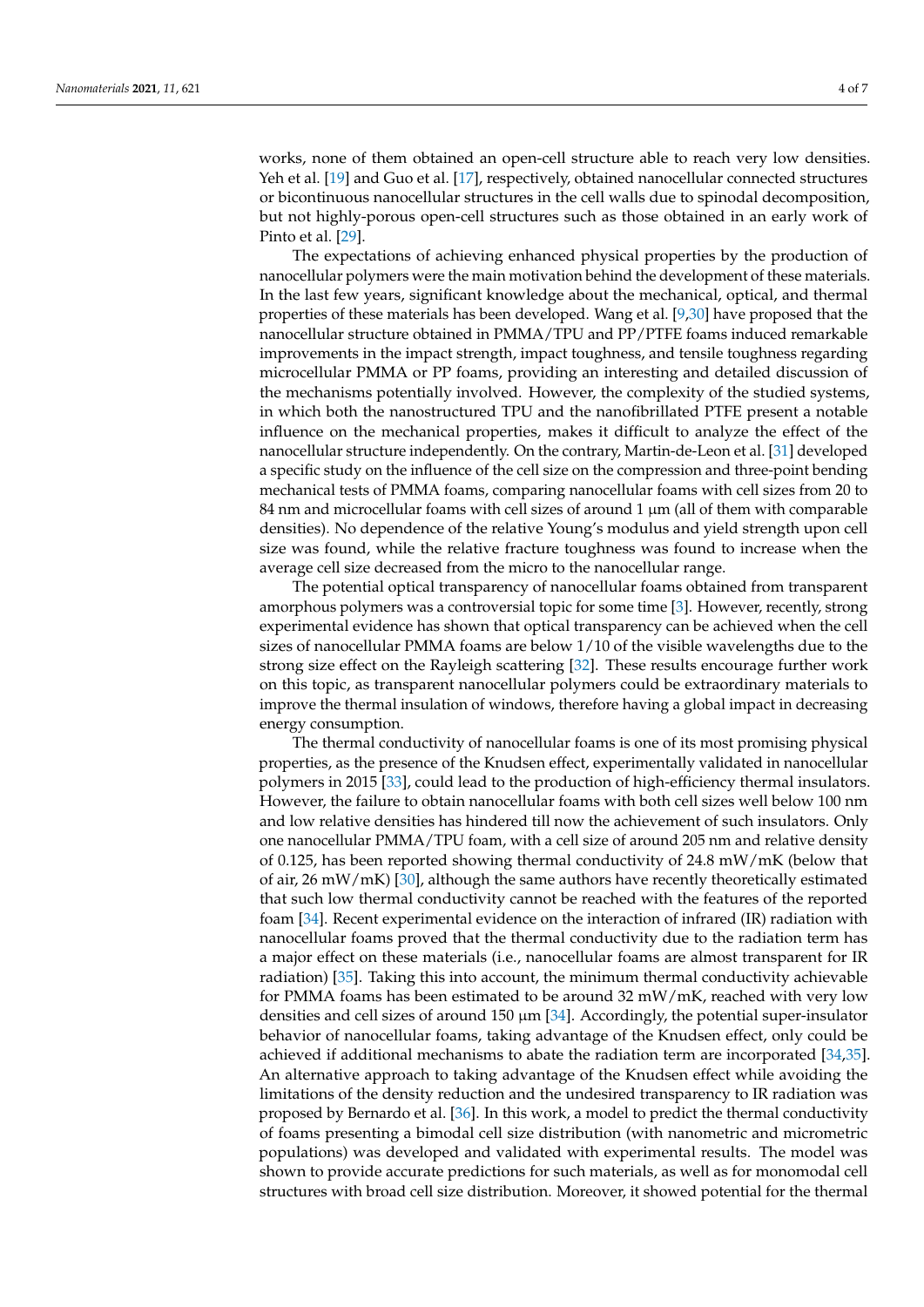works, none of them obtained an open-cell structure able to reach very low densities. Yeh et al. [19] and Guo et al. [17], respectively, obtained nanocellular connected structures or bicontinuous nanocellular structures in the cell walls due to spinodal decomposition, but not highly-porous open-cell structures such as those obtained in an early work of Pinto et al. [29].

The expectations of achieving enhanced physical properties by the production of nanocellular polymers were the main motivation behind the development of these materials. In the last few years, significant knowledge about the mechanical, optical, and thermal properties of these materials has been developed. Wang et al. [9,30] have proposed that the nanocellular structure obtained in PMMA/TPU and PP/PTFE foams induced remarkable improvements in the impact strength, impact toughness, and tensile toughness regarding microcellular PMMA or PP foams, providing an interesting and detailed discussion of the mechanisms potentially involved. However, the complexity of the studied systems, in which both the nanostructured TPU and the nanofibrillated PTFE present a notable influence on the mechanical properties, makes it difficult to analyze the effect of the nanocellular structure independently. On the contrary, Martin-de-Leon et al. [31] developed a specific study on the influence of the cell size on the compression and three-point bending mechanical tests of PMMA foams, comparing nanocellular foams with cell sizes from 20 to 84 nm and microcellular foams with cell sizes of around 1 μm (all of them with comparable densities). No dependence of the relative Young's modulus and yield strength upon cell size was found, while the relative fracture toughness was found to increase when the average cell size decreased from the micro to the nanocellular range.

The potential optical transparency of nanocellular foams obtained from transparent amorphous polymers was a controversial topic for some time [3]. However, recently, strong experimental evidence has shown that optical transparency can be achieved when the cell sizes of nanocellular PMMA foams are below 1/10 of the visible wavelengths due to the strong size effect on the Rayleigh scattering [32]. These results encourage further work on this topic, as transparent nanocellular polymers could be extraordinary materials to improve the thermal insulation of windows, therefore having a global impact in decreasing energy consumption.

The thermal conductivity of nanocellular foams is one of its most promising physical properties, as the presence of the Knudsen effect, experimentally validated in nanocellular polymers in 2015 [33], could lead to the production of high-efficiency thermal insulators. However, the failure to obtain nanocellular foams with both cell sizes well below 100 nm and low relative densities has hindered till now the achievement of such insulators. Only one nanocellular PMMA/TPU foam, with a cell size of around 205 nm and relative density of 0.125, has been reported showing thermal conductivity of 24.8 mW/mK (below that of air, 26 mW/mK) [30], although the same authors have recently theoretically estimated that such low thermal conductivity cannot be reached with the features of the reported foam [34]. Recent experimental evidence on the interaction of infrared (IR) radiation with nanocellular foams proved that the thermal conductivity due to the radiation term has a major effect on these materials (i.e., nanocellular foams are almost transparent for IR radiation) [35]. Taking this into account, the minimum thermal conductivity achievable for PMMA foams has been estimated to be around 32 mW/mK, reached with very low densities and cell sizes of around 150 μm [34]. Accordingly, the potential super-insulator behavior of nanocellular foams, taking advantage of the Knudsen effect, only could be achieved if additional mechanisms to abate the radiation term are incorporated [34,35]. An alternative approach to taking advantage of the Knudsen effect while avoiding the limitations of the density reduction and the undesired transparency to IR radiation was proposed by Bernardo et al. [36]. In this work, a model to predict the thermal conductivity of foams presenting a bimodal cell size distribution (with nanometric and micrometric populations) was developed and validated with experimental results. The model was shown to provide accurate predictions for such materials, as well as for monomodal cell structures with broad cell size distribution. Moreover, it showed potential for the thermal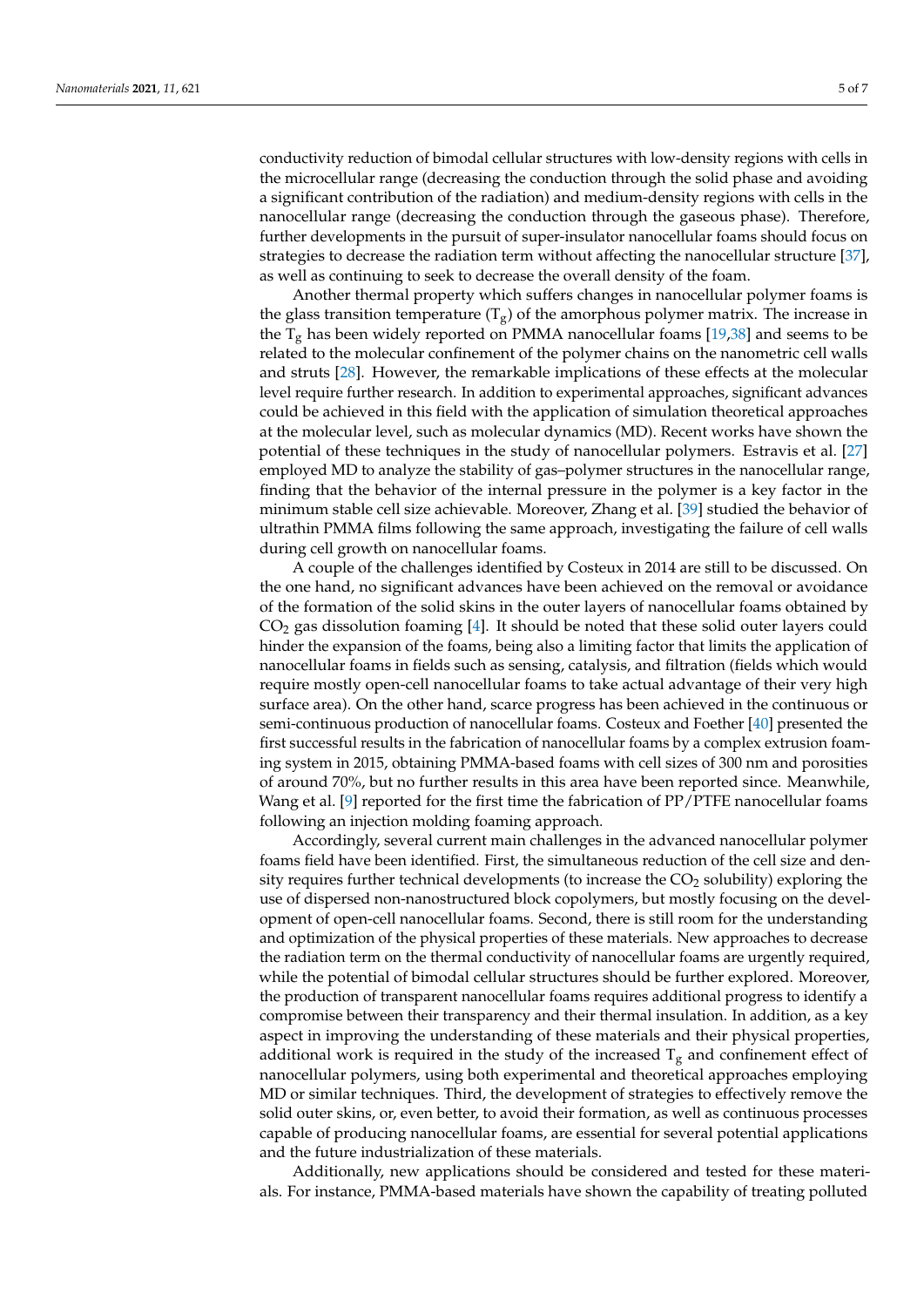conductivity reduction of bimodal cellular structures with low-density regions with cells in the microcellular range (decreasing the conduction through the solid phase and avoiding a significant contribution of the radiation) and medium-density regions with cells in the nanocellular range (decreasing the conduction through the gaseous phase). Therefore, further developments in the pursuit of super-insulator nanocellular foams should focus on strategies to decrease the radiation term without affecting the nanocellular structure [37], as well as continuing to seek to decrease the overall density of the foam.

Another thermal property which suffers changes in nanocellular polymer foams is the glass transition temperature ($T_g$) of the amorphous polymer matrix. The increase in the $T_g$ has been widely reported on PMMA nanocellular foams [19,38] and seems to be related to the molecular confinement of the polymer chains on the nanometric cell walls and struts [28]. However, the remarkable implications of these effects at the molecular level require further research. In addition to experimental approaches, significant advances could be achieved in this field with the application of simulation theoretical approaches at the molecular level, such as molecular dynamics (MD). Recent works have shown the potential of these techniques in the study of nanocellular polymers. Estravis et al. [27] employed MD to analyze the stability of gas–polymer structures in the nanocellular range, finding that the behavior of the internal pressure in the polymer is a key factor in the minimum stable cell size achievable. Moreover, Zhang et al. [39] studied the behavior of ultrathin PMMA films following the same approach, investigating the failure of cell walls during cell growth on nanocellular foams.

A couple of the challenges identified by Costeux in 2014 are still to be discussed. On the one hand, no significant advances have been achieved on the removal or avoidance of the formation of the solid skins in the outer layers of nanocellular foams obtained by $CO_2$ gas dissolution foaming [4]. It should be noted that these solid outer layers could hinder the expansion of the foams, being also a limiting factor that limits the application of nanocellular foams in fields such as sensing, catalysis, and filtration (fields which would require mostly open-cell nanocellular foams to take actual advantage of their very high surface area). On the other hand, scarce progress has been achieved in the continuous or semi-continuous production of nanocellular foams. Costeux and Foether [40] presented the first successful results in the fabrication of nanocellular foams by a complex extrusion foaming system in 2015, obtaining PMMA-based foams with cell sizes of 300 nm and porosities of around 70%, but no further results in this area have been reported since. Meanwhile, Wang et al. [9] reported for the first time the fabrication of PP/PTFE nanocellular foams following an injection molding foaming approach.

Accordingly, several current main challenges in the advanced nanocellular polymer foams field have been identified. First, the simultaneous reduction of the cell size and density requires further technical developments (to increase the $CO_2$ solubility) exploring the use of dispersed non-nanostructured block copolymers, but mostly focusing on the development of open-cell nanocellular foams. Second, there is still room for the understanding and optimization of the physical properties of these materials. New approaches to decrease the radiation term on the thermal conductivity of nanocellular foams are urgently required, while the potential of bimodal cellular structures should be further explored. Moreover, the production of transparent nanocellular foams requires additional progress to identify a compromise between their transparency and their thermal insulation. In addition, as a key aspect in improving the understanding of these materials and their physical properties, additional work is required in the study of the increased $T_g$ and confinement effect of nanocellular polymers, using both experimental and theoretical approaches employing MD or similar techniques. Third, the development of strategies to effectively remove the solid outer skins, or, even better, to avoid their formation, as well as continuous processes capable of producing nanocellular foams, are essential for several potential applications and the future industrialization of these materials.

Additionally, new applications should be considered and tested for these materials. For instance, PMMA-based materials have shown the capability of treating polluted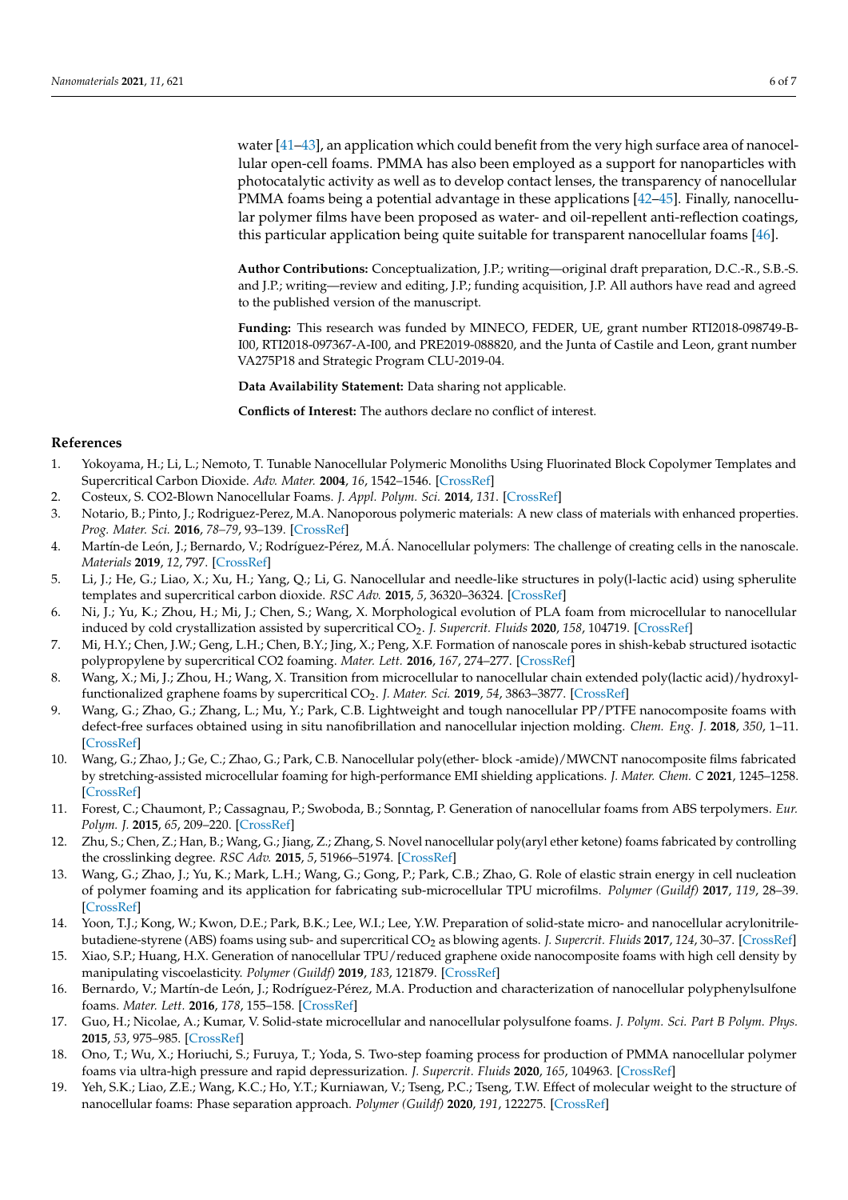water [41–43], an application which could benefit from the very high surface area of nanocellular open-cell foams. PMMA has also been employed as a support for nanoparticles with photocatalytic activity as well as to develop contact lenses, the transparency of nanocellular PMMA foams being a potential advantage in these applications [42–45]. Finally, nanocellular polymer films have been proposed as water- and oil-repellent anti-reflection coatings, this particular application being quite suitable for transparent nanocellular foams [46].

**Author Contributions:** Conceptualization, J.P.; writing—original draft preparation, D.C.-R., S.B.-S. and J.P.; writing—review and editing, J.P.; funding acquisition, J.P. All authors have read and agreed to the published version of the manuscript.

**Funding:** This research was funded by MINECO, FEDER, UE, grant number RTI2018-098749-B-I00, RTI2018-097367-A-I00, and PRE2019-088820, and the Junta of Castile and Leon, grant number VA275P18 and Strategic Program CLU-2019-04.

**Data Availability Statement:** Data sharing not applicable.

**Conflicts of Interest:** The authors declare no conflict of interest.

## References

1. Yokoyama, H.; Li, L.; Nemoto, T. Tunable Nanocellular Polymeric Monoliths Using Fluorinated Block Copolymer Templates and Supercritical Carbon Dioxide. *Adv. Mater.* **2004**, *16*, 1542–1546. [CrossRef]
2. Costeux, S. CO2-Blown Nanocellular Foams. *J. Appl. Polym. Sci.* **2014**, *131*. [CrossRef]
3. Notario, B.; Pinto, J.; Rodriguez-Perez, M.A. Nanoporous polymeric materials: A new class of materials with enhanced properties. *Prog. Mater. Sci.* **2016**, *78–79*, 93–139. [CrossRef]
4. Martín-de León, J.; Bernardo, V.; Rodríguez-Pérez, M.Á. Nanocellular polymers: The challenge of creating cells in the nanoscale. *Materials* **2019**, *12*, 797. [CrossRef]
5. Li, J.; He, G.; Liao, X.; Xu, H.; Yang, Q.; Li, G. Nanocellular and needle-like structures in poly(l-lactic acid) using spherulite templates and supercritical carbon dioxide. *RSC Adv.* **2015**, *5*, 36320–36324. [CrossRef]
6. Ni, J.; Yu, K.; Zhou, H.; Mi, J.; Chen, S.; Wang, X. Morphological evolution of PLA foam from microcellular to nanocellular induced by cold crystallization assisted by supercritical $CO_2$. *J. Supercrit. Fluids* **2020**, *158*, 104719. [CrossRef]
7. Mi, H.Y.; Chen, J.W.; Geng, L.H.; Chen, B.Y.; Jing, X.; Peng, X.F. Formation of nanoscale pores in shish-kebab structured isotactic polypropylene by supercritical CO2 foaming. *Mater. Lett.* **2016**, *167*, 274–277. [CrossRef]
8. Wang, X.; Mi, J.; Zhou, H.; Wang, X. Transition from microcellular to nanocellular chain extended poly(lactic acid)/hydroxyl-functionalized graphene foams by supercritical $CO_2$. *J. Mater. Sci.* **2019**, *54*, 3863–3877. [CrossRef]
9. Wang, G.; Zhao, G.; Zhang, L.; Mu, Y.; Park, C.B. Lightweight and tough nanocellular PP/PTFE nanocomposite foams with defect-free surfaces obtained using in situ nanofibrillation and nanocellular injection molding. *Chem. Eng. J.* **2018**, *350*, 1–11. [CrossRef]
10. Wang, G.; Zhao, J.; Ge, C.; Zhao, G.; Park, C.B. Nanocellular poly(ether- block -amide)/MWCNT nanocomposite films fabricated by stretching-assisted microcellular foaming for high-performance EMI shielding applications. *J. Mater. Chem. C* **2021**, 1245–1258. [CrossRef]
11. Forest, C.; Chaumont, P.; Cassagnau, P.; Swoboda, B.; Sonntag, P. Generation of nanocellular foams from ABS terpolymers. *Eur. Polym. J.* **2015**, *65*, 209–220. [CrossRef]
12. Zhu, S.; Chen, Z.; Han, B.; Wang, G.; Jiang, Z.; Zhang, S. Novel nanocellular poly(aryl ether ketone) foams fabricated by controlling the crosslinking degree. *RSC Adv.* **2015**, *5*, 51966–51974. [CrossRef]
13. Wang, G.; Zhao, J.; Yu, K.; Mark, L.H.; Wang, G.; Gong, P.; Park, C.B.; Zhao, G. Role of elastic strain energy in cell nucleation of polymer foaming and its application for fabricating sub-microcellular TPU microfilms. *Polymer (Guildf)* **2017**, *119*, 28–39. [CrossRef]
14. Yoon, T.J.; Kong, W.; Kwon, D.E.; Park, B.K.; Lee, W.I.; Lee, Y.W. Preparation of solid-state micro- and nanocellular acrylonitrile-butadiene-styrene (ABS) foams using sub- and supercritical $CO_2$ as blowing agents. *J. Supercrit. Fluids* **2017**, *124*, 30–37. [CrossRef]
15. Xiao, S.P.; Huang, H.X. Generation of nanocellular TPU/reduced graphene oxide nanocomposite foams with high cell density by manipulating viscoelasticity. *Polymer (Guildf)* **2019**, *183*, 121879. [CrossRef]
16. Bernardo, V.; Martín-de León, J.; Rodríguez-Pérez, M.A. Production and characterization of nanocellular polyphenylsulfone foams. *Mater. Lett.* **2016**, *178*, 155–158. [CrossRef]
17. Guo, H.; Nicolae, A.; Kumar, V. Solid-state microcellular and nanocellular polysulfone foams. *J. Polym. Sci. Part B Polym. Phys.* **2015**, *53*, 975–985. [CrossRef]
18. Ono, T.; Wu, X.; Horiuchi, S.; Furuya, T.; Yoda, S. Two-step foaming process for production of PMMA nanocellular polymer foams via ultra-high pressure and rapid depressurization. *J. Supercrit. Fluids* **2020**, *165*, 104963. [CrossRef]
19. Yeh, S.K.; Liao, Z.E.; Wang, K.C.; Ho, Y.T.; Kurniawan, V.; Tseng, P.C.; Tseng, T.W. Effect of molecular weight to the structure of nanocellular foams: Phase separation approach. *Polymer (Guildf)* **2020**, *191*, 122275. [CrossRef]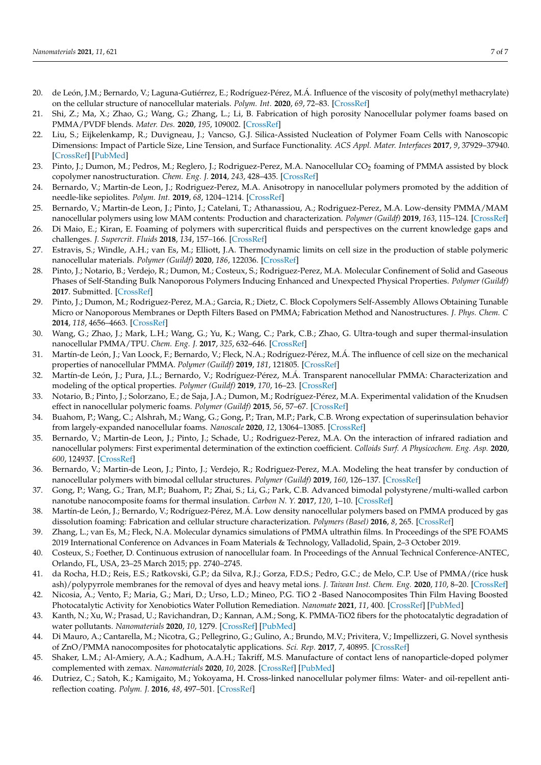20. de León, J.M.; Bernardo, V.; Laguna-Gutiérrez, E.; Rodríguez-Pérez, M.Á. Influence of the viscosity of poly(methyl methacrylate) on the cellular structure of nanocellular materials. *Polym. Int.* **2020**, *69*, 72–83. [CrossRef]
21. Shi, Z.; Ma, X.; Zhao, G.; Wang, G.; Zhang, L.; Li, B. Fabrication of high porosity Nanocellular polymer foams based on PMMA/PVDF blends. *Mater. Des.* **2020**, *195*, 109002. [CrossRef]
22. Liu, S.; Eijkelenkamp, R.; Duvigneau, J.; Vancso, G.J. Silica-Assisted Nucleation of Polymer Foam Cells with Nanoscopic Dimensions: Impact of Particle Size, Line Tension, and Surface Functionality. *ACS Appl. Mater. Interfaces* **2017**, *9*, 37929–37940. [CrossRef] [PubMed]
23. Pinto, J.; Dumon, M.; Pedros, M.; Reglero, J.; Rodriguez-Perez, M.A. Nanocellular $CO_2$ foaming of PMMA assisted by block copolymer nanostructuration. *Chem. Eng. J.* **2014**, *243*, 428–435. [CrossRef]
24. Bernardo, V.; Martin-de Leon, J.; Rodriguez-Perez, M.A. Anisotropy in nanocellular polymers promoted by the addition of needle-like sepiolites. *Polym. Int.* **2019**, *68*, 1204–1214. [CrossRef]
25. Bernardo, V.; Martin-de Leon, J.; Pinto, J.; Catelani, T.; Athanassiou, A.; Rodriguez-Perez, M.A. Low-density PMMA/MAM nanocellular polymers using low MAM contents: Production and characterization. *Polymer (Guildf)* **2019**, *163*, 115–124. [CrossRef]
26. Di Maio, E.; Kiran, E. Foaming of polymers with supercritical fluids and perspectives on the current knowledge gaps and challenges. *J. Supercrit. Fluids* **2018**, *134*, 157–166. [CrossRef]
27. Estravis, S.; Windle, A.H.; van Es, M.; Elliott, J.A. Thermodynamic limits on cell size in the production of stable polymeric nanocellular materials. *Polymer (Guildf)* **2020**, *186*, 122036. [CrossRef]
28. Pinto, J.; Notario, B.; Verdejo, R.; Dumon, M.; Costeux, S.; Rodriguez-Perez, M.A. Molecular Confinement of Solid and Gaseous Phases of Self-Standing Bulk Nanoporous Polymers Inducing Enhanced and Unexpected Physical Properties. *Polymer (Guildf)* **2017**. Submitted. [CrossRef]
29. Pinto, J.; Dumon, M.; Rodriguez-Perez, M.A.; Garcia, R.; Dietz, C. Block Copolymers Self-Assembly Allows Obtaining Tunable Micro or Nanoporous Membranes or Depth Filters Based on PMMA; Fabrication Method and Nanostructures. *J. Phys. Chem. C* **2014**, *118*, 4656–4663. [CrossRef]
30. Wang, G.; Zhao, J.; Mark, L.H.; Wang, G.; Yu, K.; Wang, C.; Park, C.B.; Zhao, G. Ultra-tough and super thermal-insulation nanocellular PMMA/TPU. *Chem. Eng. J.* **2017**, *325*, 632–646. [CrossRef]
31. Martín-de León, J.; Van Loock, F.; Bernardo, V.; Fleck, N.A.; Rodríguez-Pérez, M.Á. The influence of cell size on the mechanical properties of nanocellular PMMA. *Polymer (Guildf)* **2019**, *181*, 121805. [CrossRef]
32. Martín-de León, J.; Pura, J.L.; Bernardo, V.; Rodríguez-Pérez, M.Á. Transparent nanocellular PMMA: Characterization and modeling of the optical properties. *Polymer (Guildf)* **2019**, *170*, 16–23. [CrossRef]
33. Notario, B.; Pinto, J.; Solorzano, E.; de Saja, J.A.; Dumon, M.; Rodríguez-Pérez, M.A. Experimental validation of the Knudsen effect in nanocellular polymeric foams. *Polymer (Guildf)* **2015**, *56*, 57–67. [CrossRef]
34. Buahom, P.; Wang, C.; Alshrah, M.; Wang, G.; Gong, P.; Tran, M.P.; Park, C.B. Wrong expectation of superinsulation behavior from largely-expanded nanocellular foams. *Nanoscale* **2020**, *12*, 13064–13085. [CrossRef]
35. Bernardo, V.; Martin-de Leon, J.; Pinto, J.; Schade, U.; Rodriguez-Perez, M.A. On the interaction of infrared radiation and nanocellular polymers: First experimental determination of the extinction coefficient. *Colloids Surf. A Physicochem. Eng. Asp.* **2020**, *600*, 124937. [CrossRef]
36. Bernardo, V.; Martin-de Leon, J.; Pinto, J.; Verdejo, R.; Rodriguez-Perez, M.A. Modeling the heat transfer by conduction of nanocellular polymers with bimodal cellular structures. *Polymer (Guildf)* **2019**, *160*, 126–137. [CrossRef]
37. Gong, P.; Wang, G.; Tran, M.P.; Buahom, P.; Zhai, S.; Li, G.; Park, C.B. Advanced bimodal polystyrene/multi-walled carbon nanotube nanocomposite foams for thermal insulation. *Carbon N. Y.* **2017**, *120*, 1–10. [CrossRef]
38. Martín-de León, J.; Bernardo, V.; Rodríguez-Pérez, M.Á. Low density nanocellular polymers based on PMMA produced by gas dissolution foaming: Fabrication and cellular structure characterization. *Polymers (Basel)* **2016**, *8*, 265. [CrossRef]
39. Zhang, L.; van Es, M.; Fleck, N.A. Molecular dynamics simulations of PMMA ultrathin films. In Proceedings of the SPE FOAMS 2019 International Conference on Advances in Foam Materials & Technology, Valladolid, Spain, 2–3 October 2019.
40. Costeux, S.; Foether, D. Continuous extrusion of nanocellular foam. In Proceedings of the Annual Technical Conference-ANTEC, Orlando, FL, USA, 23–25 March 2015; pp. 2740–2745.
41. da Rocha, H.D.; Reis, E.S.; Ratkovski, G.P.; da Silva, R.J.; Gorza, F.D.S.; Pedro, G.C.; de Melo, C.P. Use of PMMA/(rice husk ash)/polypyrrole membranes for the removal of dyes and heavy metal ions. *J. Taiwan Inst. Chem. Eng.* **2020**, *110*, 8–20. [CrossRef]
42. Nicosia, A.; Vento, F.; Maria, G.; Mari, D.; Urso, L.D.; Mineo, P.G. TiO 2 -Based Nanocomposites Thin Film Having Boosted Photocatalytic Activity for Xenobiotics Water Pollution Remediation. *Nanomate* **2021**, *11*, 400. [CrossRef] [PubMed]
43. Kanth, N.; Xu, W.; Prasad, U.; Ravichandran, D.; Kannan, A.M.; Song, K. PMMA-TiO2 fibers for the photocatalytic degradation of water pollutants. *Nanomaterials* **2020**, *10*, 1279. [CrossRef] [PubMed]
44. Di Mauro, A.; Cantarella, M.; Nicotra, G.; Pellegrino, G.; Gulino, A.; Brundo, M.V.; Privitera, V.; Impellizzeri, G. Novel synthesis of ZnO/PMMA nanocomposites for photocatalytic applications. *Sci. Rep.* **2017**, *7*, 40895. [CrossRef]
45. Shaker, L.M.; Al-Amiery, A.A.; Kadhum, A.A.H.; Takriff, M.S. Manufacture of contact lens of nanoparticle-doped polymer complemented with zemax. *Nanomaterials* **2020**, *10*, 2028. [CrossRef] [PubMed]
46. Dutriez, C.; Satoh, K.; Kamigaito, M.; Yokoyama, H. Cross-linked nanocellular polymer films: Water- and oil-repellent anti-reflection coating. *Polym. J.* **2016**, *48*, 497–501. [CrossRef]